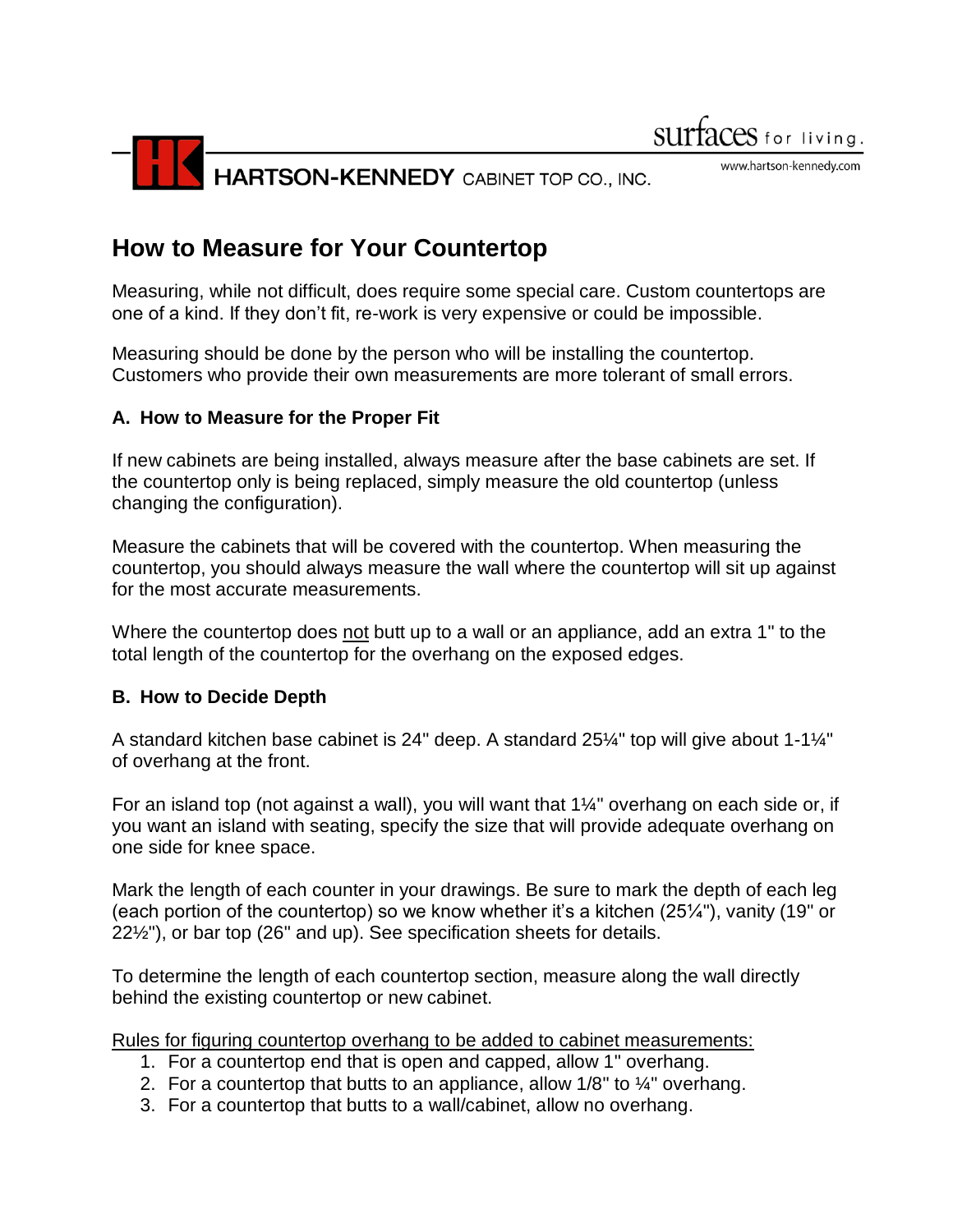HARTSON-KENNEDY CABINET TOP CO., INC.

surfaces for living.

www.hartson-kennedy.com

# How to Measure for Your Countertop

Measuring, while not difficult, does require some special care. Custom countertops are one of a kind. If they don't fit, re-work is very expensive or could be impossible.

Measuring should be done by the person who will be installing the countertop. Customers who provide their own measurements are more tolerant of small errors.

### A. How to Measure for the Proper Fit

If new cabinets are being installed, always measure after the base cabinets are set. If the countertop only is being replaced, simply measure the old countertop (unless changing the configuration).

Measure the cabinets that will be covered with the countertop. When measuring the countertop, you should always measure the wall where the countertop will sit up against for the most accurate measurements.

Where the countertop does <u>not</u> butt up to a wall or an appliance, add an extra 1" to the total length of the countertop for the overhang on the exposed edges.

### B. How to Decide Depth

A standard kitchen base cabinet is 24" deep. A standard 25¼" top will give about 1-1¼" of overhang at the front.

For an island top (not against a wall), you will want that 1¼" overhang on each side or, if you want an island with seating, specify the size that will provide adequate overhang on one side for knee space.

Mark the length of each counter in your drawings. Be sure to mark the depth of each leg (each portion of the countertop) so we know whether it's a kitchen (25¼"), vanity (19" or 22½"), or bar top (26" and up). See specification sheets for details.

To determine the length of each countertop section, measure along the wall directly behind the existing countertop or new cabinet.

<u>Rules for figuring countertop overhang to be added to cabinet measurements:</u>

1. For a countertop end that is open and capped, allow 1" overhang.
2. For a countertop that butts to an appliance, allow 1/8" to ¼" overhang.
3. For a countertop that butts to a wall/cabinet, allow no overhang.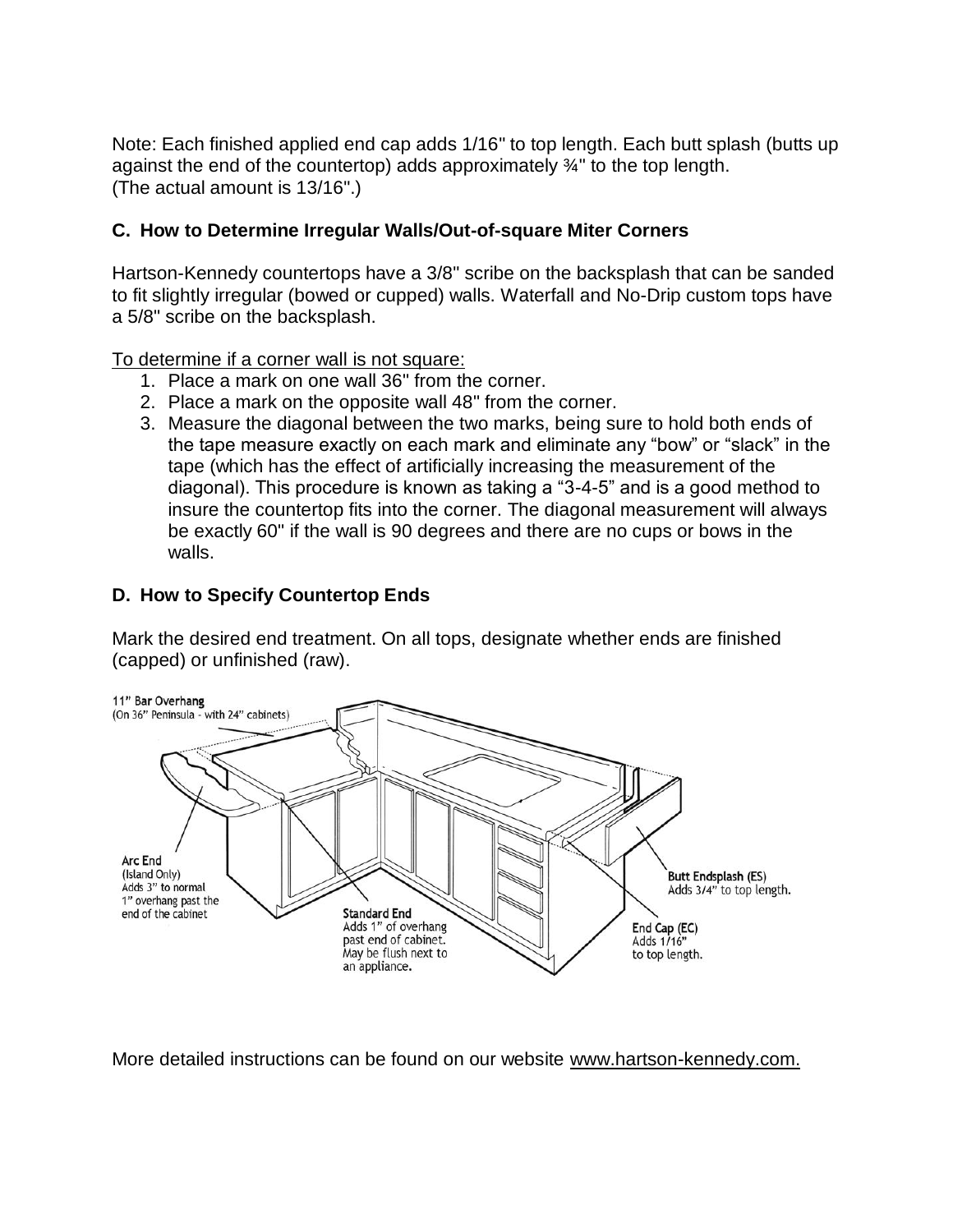Note: Each finished applied end cap adds 1/16" to top length. Each butt splash (butts up against the end of the countertop) adds approximately ¾" to the top length. (The actual amount is 13/16".)

### C. How to Determine Irregular Walls/Out-of-square Miter Corners

Hartson-Kennedy countertops have a 3/8" scribe on the backsplash that can be sanded to fit slightly irregular (bowed or cupped) walls. Waterfall and No-Drip custom tops have a 5/8" scribe on the backsplash.

To determine if a corner wall is not square:

1. Place a mark on one wall 36" from the corner.
2. Place a mark on the opposite wall 48" from the corner.
3. Measure the diagonal between the two marks, being sure to hold both ends of the tape measure exactly on each mark and eliminate any "bow" or "slack" in the tape (which has the effect of artificially increasing the measurement of the diagonal). This procedure is known as taking a "3-4-5" and is a good method to insure the countertop fits into the corner. The diagonal measurement will always be exactly 60" if the wall is 90 degrees and there are no cups or bows in the walls.

### D. How to Specify Countertop Ends

Mark the desired end treatment. On all tops, designate whether ends are finished (capped) or unfinished (raw).

11" Bar Overhang
(On 36" Peninsula - with 24" cabinets)

Arc End
(Island Only)
Adds 3" to normal 1" overhang past the end of the cabinet

Standard End
Adds 1" of overhang past end of cabinet. May be flush next to an appliance.

Butt Endsplash (ES)
Adds 3/4" to top length.

End Cap (EC)
Adds 1/16" to top length.

More detailed instructions can be found on our website www.hartson-kennedy.com.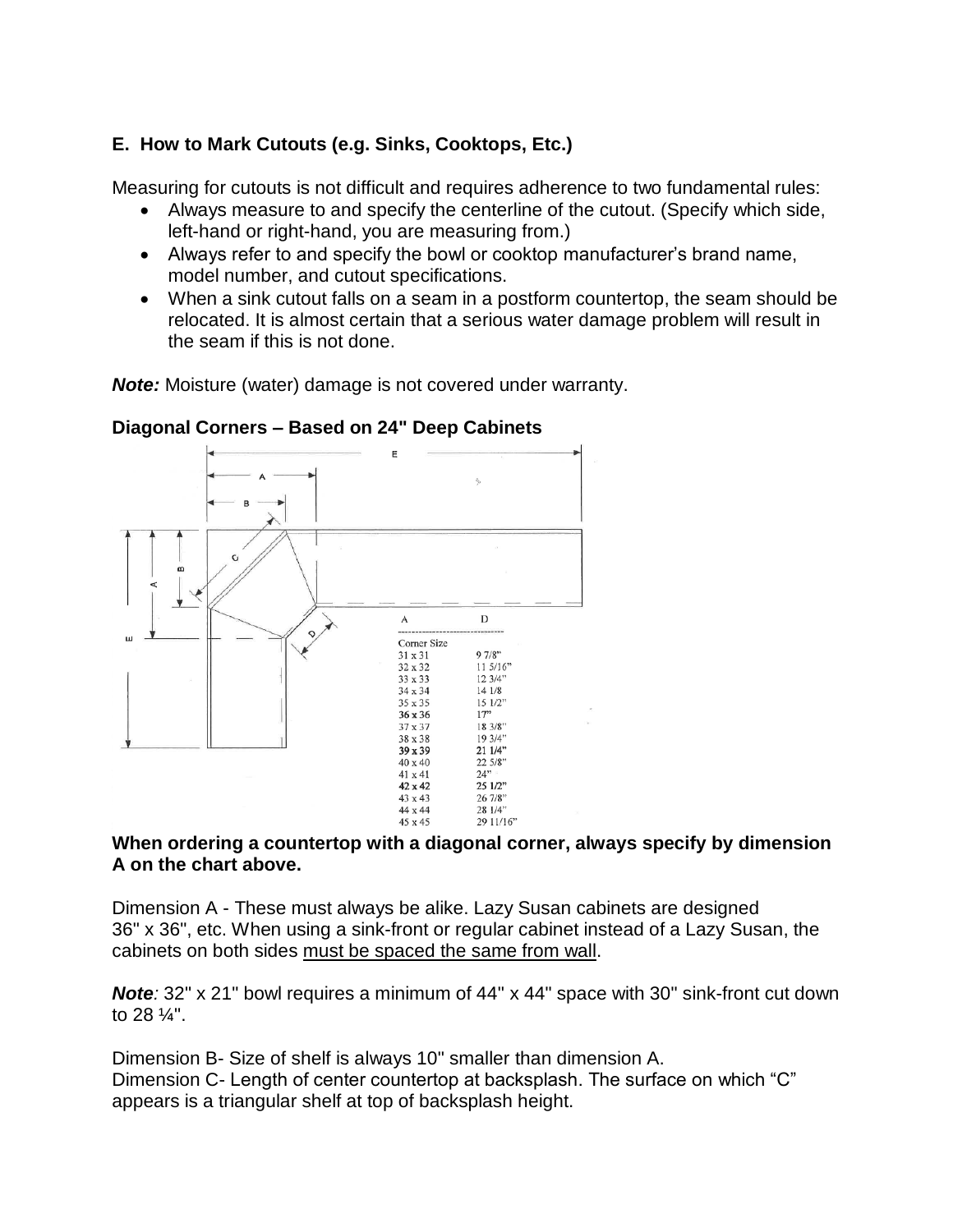**E. How to Mark Cutouts (e.g. Sinks, Cooktops, Etc.)**

Measuring for cutouts is not difficult and requires adherence to two fundamental rules:

- Always measure to and specify the centerline of the cutout. (Specify which side, left-hand or right-hand, you are measuring from.)
- Always refer to and specify the bowl or cooktop manufacturer's brand name, model number, and cutout specifications.
- When a sink cutout falls on a seam in a postform countertop, the seam should be relocated. It is almost certain that a serious water damage problem will result in the seam if this is not done.

***Note:*** Moisture (water) damage is not covered under warranty.

**Diagonal Corners – Based on 24" Deep Cabinets**

| A | D |
|---|---|
| Corner Size | |
| 31 x 31 | 9 7/8" |
| 32 x 32 | 11 5/16" |
| 33 x 33 | 12 3/4" |
| 34 x 34 | 14 1/8 |
| 35 x 35 | 15 1/2" |
| **36 x 36** | **17"** |
| 37 x 37 | 18 3/8" |
| 38 x 38 | 19 3/4" |
| **39 x 39** | **21 1/4"** |
| 40 x 40 | 22 5/8" |
| 41 x 41 | 24" |
| **42 x 42** | **25 1/2"** |
| 43 x 43 | 26 7/8" |
| 44 x 44 | 28 1/4" |
| 45 x 45 | 29 11/16" |

**When ordering a countertop with a diagonal corner, always specify by dimension A on the chart above.**

Dimension A - These must always be alike. Lazy Susan cabinets are designed 36" x 36", etc. When using a sink-front or regular cabinet instead of a Lazy Susan, the cabinets on both sides must be spaced the same from wall.

***Note**:* 32" x 21" bowl requires a minimum of 44" x 44" space with 30" sink-front cut down to 28 ¼".

Dimension B- Size of shelf is always 10" smaller than dimension A.
Dimension C- Length of center countertop at backsplash. The surface on which "C" appears is a triangular shelf at top of backsplash height.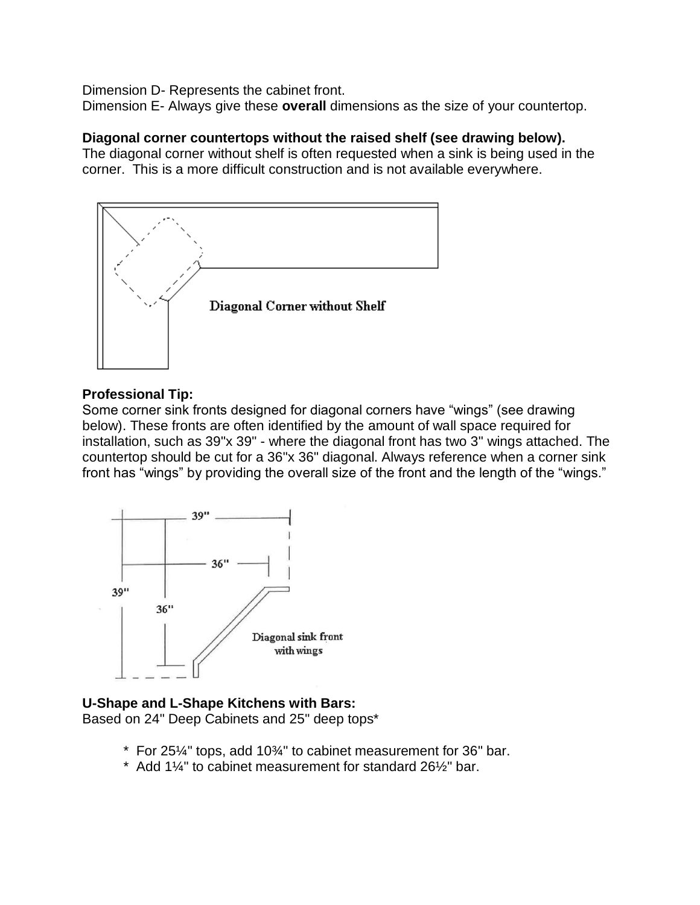Dimension D- Represents the cabinet front.
Dimension E- Always give these **overall** dimensions as the size of your countertop.

**Diagonal corner countertops without the raised shelf (see drawing below).**
The diagonal corner without shelf is often requested when a sink is being used in the corner. This is a more difficult construction and is not available everywhere.

Diagonal Corner without Shelf

**Professional Tip:**
Some corner sink fronts designed for diagonal corners have "wings" (see drawing below). These fronts are often identified by the amount of wall space required for installation, such as 39"x 39" - where the diagonal front has two 3" wings attached. The countertop should be cut for a 36"x 36" diagonal. Always reference when a corner sink front has "wings" by providing the overall size of the front and the length of the "wings."

39" 36" 39" 36" Diagonal sink front with wings

**U-Shape and L-Shape Kitchens with Bars:**
Based on 24" Deep Cabinets and 25" deep tops*

- For 25¼" tops, add 10¾" to cabinet measurement for 36" bar.
- Add 1¼" to cabinet measurement for standard 26½" bar.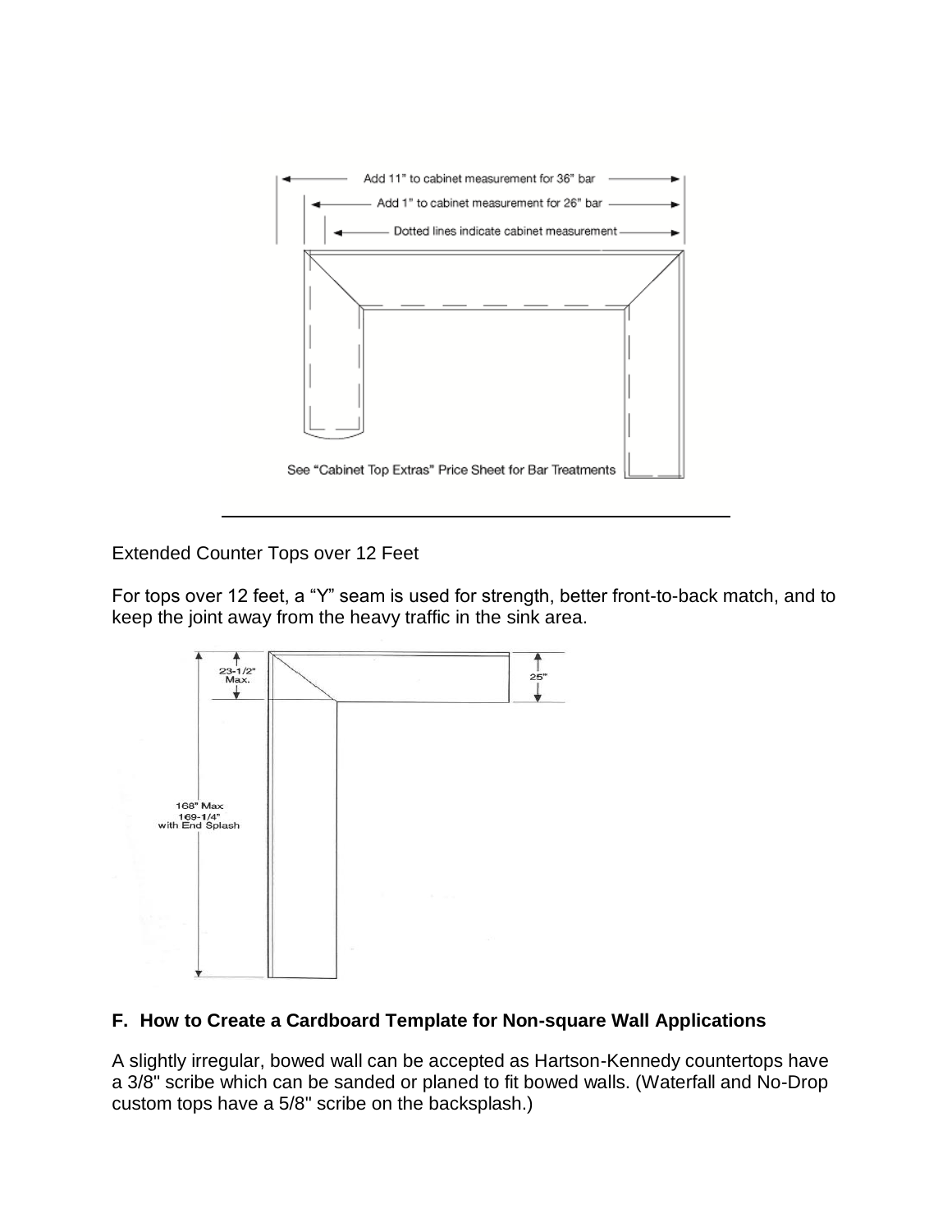Add 11" to cabinet measurement for 36" bar

Add 1" to cabinet measurement for 26" bar

Dotted lines indicate cabinet measurement

See "Cabinet Top Extras" Price Sheet for Bar Treatments

---

Extended Counter Tops over 12 Feet

For tops over 12 feet, a "Y" seam is used for strength, better front-to-back match, and to keep the joint away from the heavy traffic in the sink area.

23-1/2" Max.

25"

168" Max
169-1/4" with End Splash

### F. How to Create a Cardboard Template for Non-square Wall Applications

A slightly irregular, bowed wall can be accepted as Hartson-Kennedy countertops have a 3/8" scribe which can be sanded or planed to fit bowed walls. (Waterfall and No-Drop custom tops have a 5/8" scribe on the backsplash.)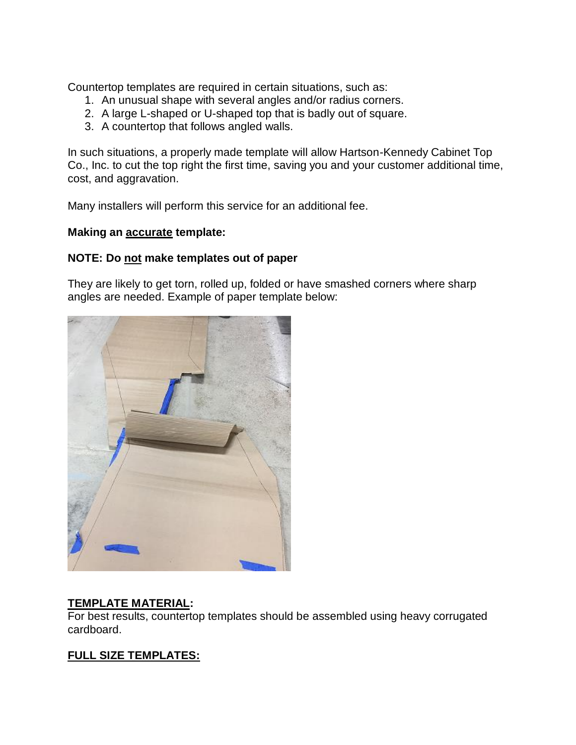Countertop templates are required in certain situations, such as:

1. An unusual shape with several angles and/or radius corners.
2. A large L-shaped or U-shaped top that is badly out of square.
3. A countertop that follows angled walls.

In such situations, a properly made template will allow Hartson-Kennedy Cabinet Top Co., Inc. to cut the top right the first time, saving you and your customer additional time, cost, and aggravation.

Many installers will perform this service for an additional fee.

**Making an <u>accurate</u> template:**

**NOTE: Do <u>not</u> make templates out of paper**

They are likely to get torn, rolled up, folded or have smashed corners where sharp angles are needed. Example of paper template below:

**<u>TEMPLATE MATERIAL</u>:**
For best results, countertop templates should be assembled using heavy corrugated cardboard.

**<u>FULL SIZE TEMPLATES:</u>**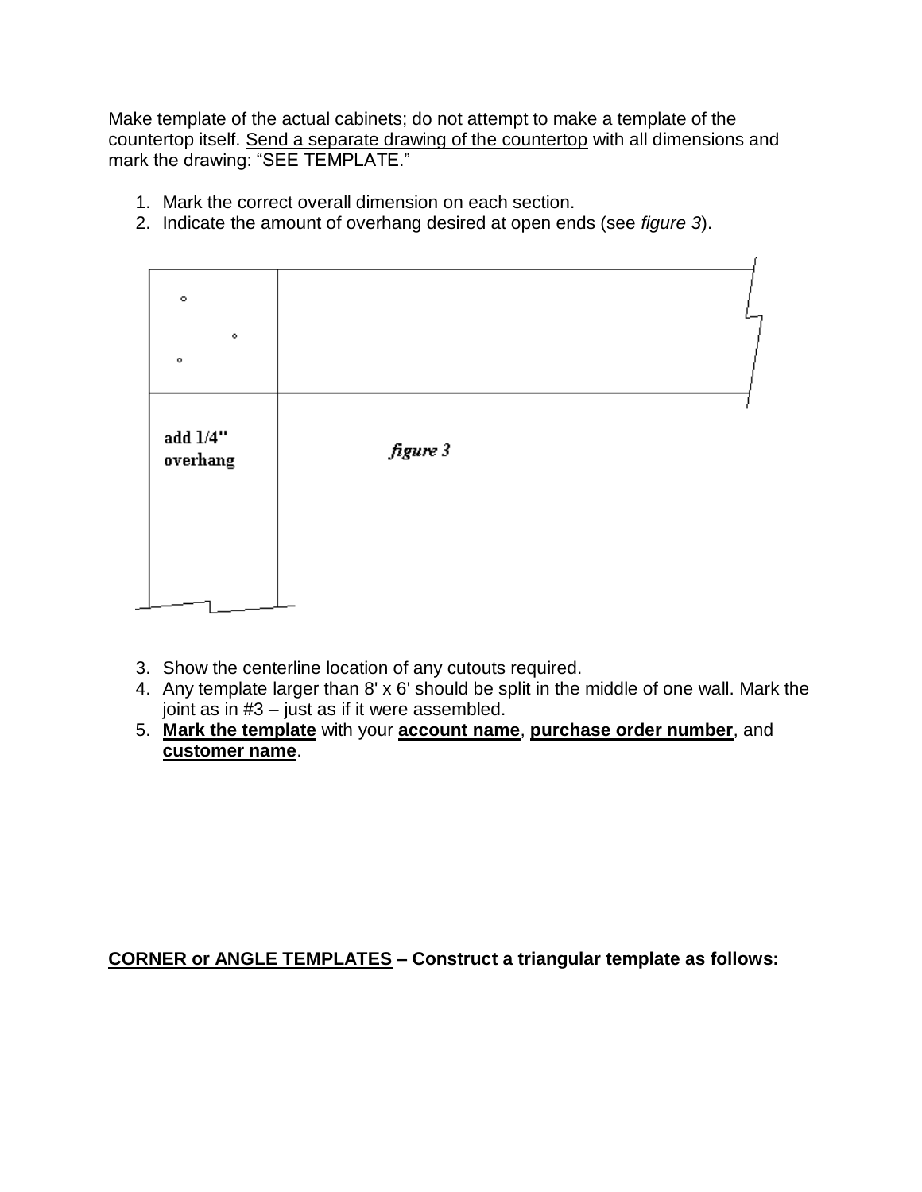Make template of the actual cabinets; do not attempt to make a template of the countertop itself. <u>Send a separate drawing of the countertop</u> with all dimensions and mark the drawing: “SEE TEMPLATE.”

1. Mark the correct overall dimension on each section.
2. Indicate the amount of overhang desired at open ends (see *figure 3*).

add 1/4" overhang

*figure 3*

3. Show the centerline location of any cutouts required.
4. Any template larger than 8' x 6' should be split in the middle of one wall. Mark the joint as in #3 – just as if it were assembled.
5. **<u>Mark the template</u>** with your **<u>account name</u>**, **<u>purchase order number</u>**, and **<u>customer name</u>**.

**<u>CORNER or ANGLE TEMPLATES</u> – Construct a triangular template as follows:**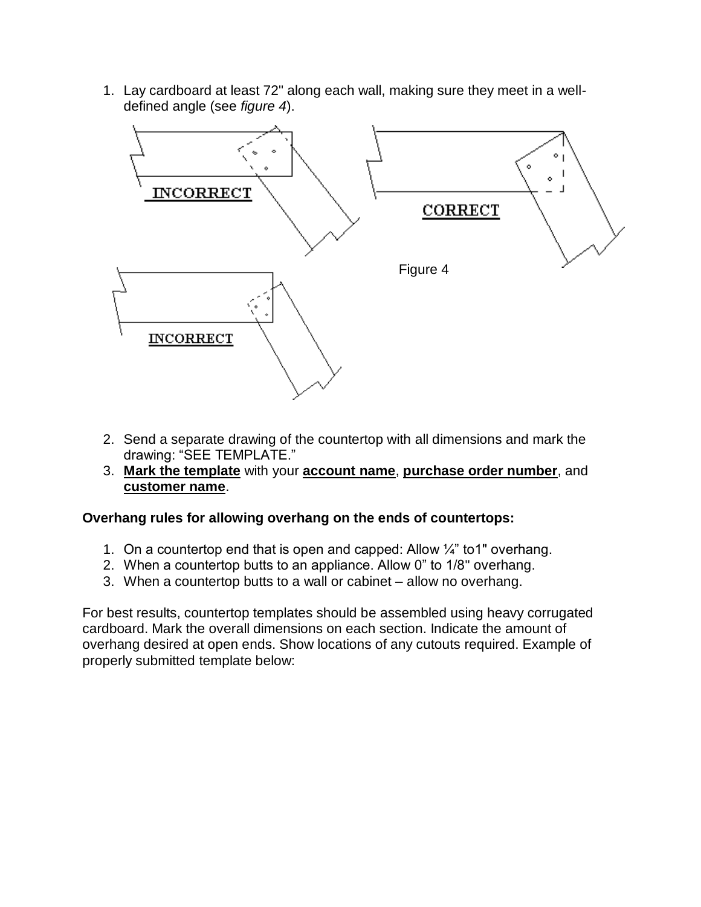1. Lay cardboard at least 72" along each wall, making sure they meet in a well-defined angle (see *figure 4*).

INCORRECT

CORRECT

INCORRECT

Figure 4

2. Send a separate drawing of the countertop with all dimensions and mark the drawing: "SEE TEMPLATE."
3. **Mark the template** with your **account name**, **purchase order number**, and **customer name**.

**Overhang rules for allowing overhang on the ends of countertops:**

1. On a countertop end that is open and capped: Allow ¼" to1" overhang.
2. When a countertop butts to an appliance. Allow 0" to 1/8" overhang.
3. When a countertop butts to a wall or cabinet – allow no overhang.

For best results, countertop templates should be assembled using heavy corrugated cardboard. Mark the overall dimensions on each section. Indicate the amount of overhang desired at open ends. Show locations of any cutouts required. Example of properly submitted template below: